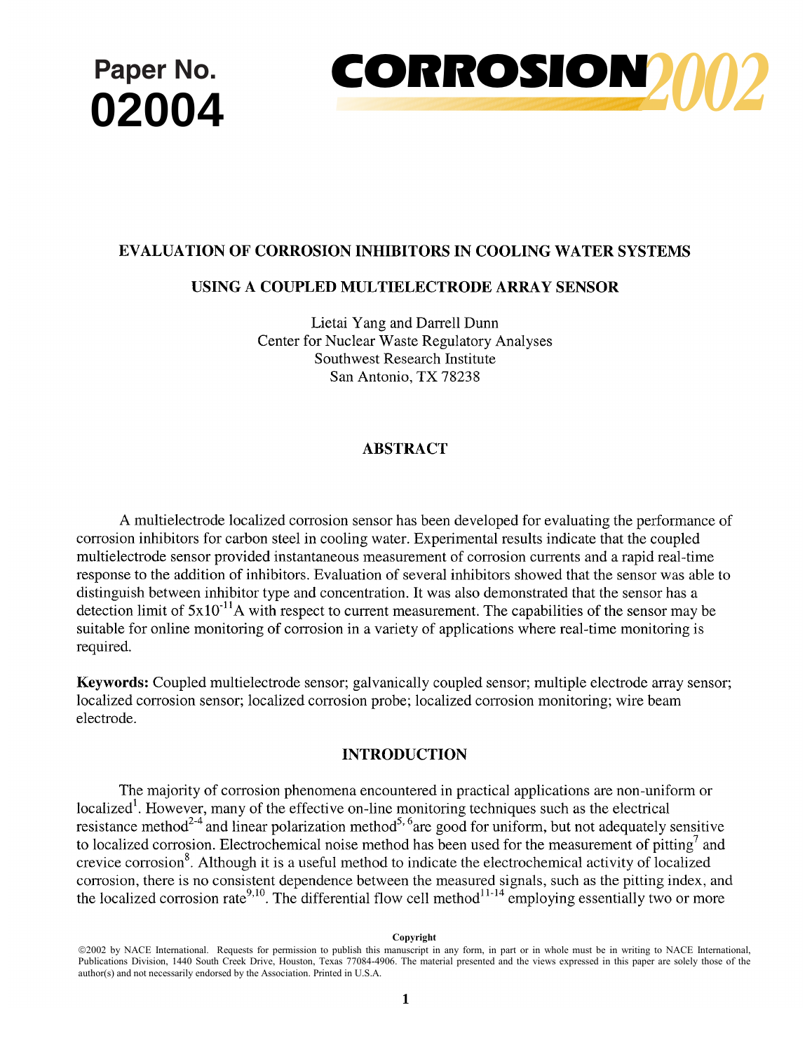Paper No.
**02004**

**CORROSION 2002**

# EVALUATION OF CORROSION INHIBITORS IN COOLING WATER SYSTEMS USING A COUPLED MULTIELECTRODE ARRAY SENSOR

Lietai Yang and Darrell Dunn
Center for Nuclear Waste Regulatory Analyses
Southwest Research Institute
San Antonio, TX 78238

## ABSTRACT

A multielectrode localized corrosion sensor has been developed for evaluating the performance of corrosion inhibitors for carbon steel in cooling water. Experimental results indicate that the coupled multielectrode sensor provided instantaneous measurement of corrosion currents and a rapid real-time response to the addition of inhibitors. Evaluation of several inhibitors showed that the sensor was able to distinguish between inhibitor type and concentration. It was also demonstrated that the sensor has a detection limit of $5 \times 10^{-11}$A with respect to current measurement. The capabilities of the sensor may be suitable for online monitoring of corrosion in a variety of applications where real-time monitoring is required.

**Keywords:** Coupled multielectrode sensor; galvanically coupled sensor; multiple electrode array sensor; localized corrosion sensor; localized corrosion probe; localized corrosion monitoring; wire beam electrode.

## INTRODUCTION

The majority of corrosion phenomena encountered in practical applications are non-uniform or localized[1]. However, many of the effective on-line monitoring techniques such as the electrical resistance method[2-4] and linear polarization method[5, 6] are good for uniform, but not adequately sensitive to localized corrosion. Electrochemical noise method has been used for the measurement of pitting[7] and crevice corrosion[8]. Although it is a useful method to indicate the electrochemical activity of localized corrosion, there is no consistent dependence between the measured signals, such as the pitting index, and the localized corrosion rate[9,10]. The differential flow cell method[11-14] employing essentially two or more

**Copyright**
©2002 by NACE International. Requests for permission to publish this manuscript in any form, in part or in whole must be in writing to NACE International, Publications Division, 1440 South Creek Drive, Houston, Texas 77084-4906. The material presented and the views expressed in this paper are solely those of the author(s) and not necessarily endorsed by the Association. Printed in U.S.A.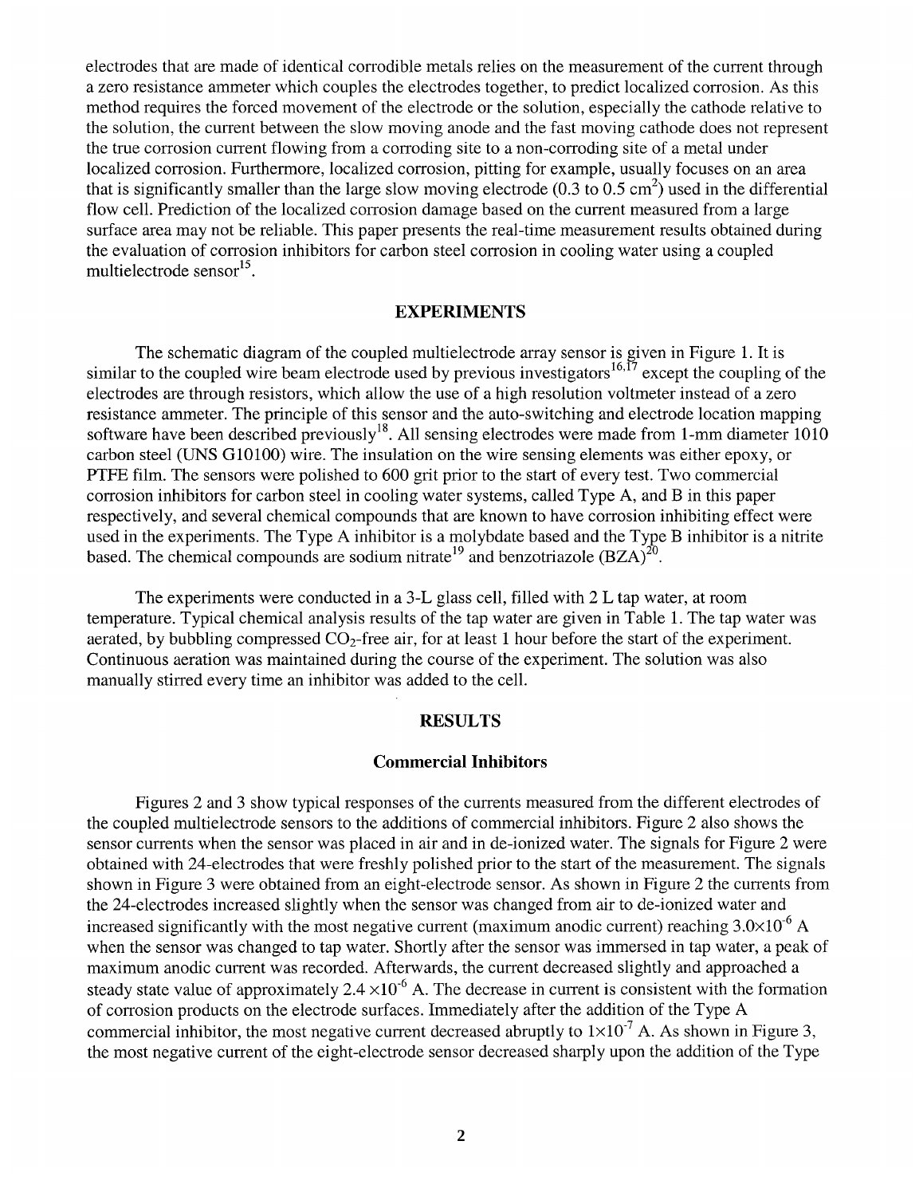electrodes that are made of identical corrodible metals relies on the measurement of the current through a zero resistance ammeter which couples the electrodes together, to predict localized corrosion. As this method requires the forced movement of the electrode or the solution, especially the cathode relative to the solution, the current between the slow moving anode and the fast moving cathode does not represent the true corrosion current flowing from a corroding site to a non-corroding site of a metal under localized corrosion. Furthermore, localized corrosion, pitting for example, usually focuses on an area that is significantly smaller than the large slow moving electrode (0.3 to 0.5 $cm^2$) used in the differential flow cell. Prediction of the localized corrosion damage based on the current measured from a large surface area may not be reliable. This paper presents the real-time measurement results obtained during the evaluation of corrosion inhibitors for carbon steel corrosion in cooling water using a coupled multielectrode sensor[15].

## EXPERIMENTS

The schematic diagram of the coupled multielectrode array sensor is given in Figure 1. It is similar to the coupled wire beam electrode used by previous investigators[16,17] except the coupling of the electrodes are through resistors, which allow the use of a high resolution voltmeter instead of a zero resistance ammeter. The principle of this sensor and the auto-switching and electrode location mapping software have been described previously[18]. All sensing electrodes were made from 1-mm diameter 1010 carbon steel (UNS G10100) wire. The insulation on the wire sensing elements was either epoxy, or PTFE film. The sensors were polished to 600 grit prior to the start of every test. Two commercial corrosion inhibitors for carbon steel in cooling water systems, called Type A, and B in this paper respectively, and several chemical compounds that are known to have corrosion inhibiting effect were used in the experiments. The Type A inhibitor is a molybdate based and the Type B inhibitor is a nitrite based. The chemical compounds are sodium nitrate[19] and benzotriazole (BZA)[20].

The experiments were conducted in a 3-L glass cell, filled with 2 L tap water, at room temperature. Typical chemical analysis results of the tap water are given in Table 1. The tap water was aerated, by bubbling compressed $CO_2$-free air, for at least 1 hour before the start of the experiment. Continuous aeration was maintained during the course of the experiment. The solution was also manually stirred every time an inhibitor was added to the cell.

## RESULTS

### Commercial Inhibitors

Figures 2 and 3 show typical responses of the currents measured from the different electrodes of the coupled multielectrode sensors to the additions of commercial inhibitors. Figure 2 also shows the sensor currents when the sensor was placed in air and in de-ionized water. The signals for Figure 2 were obtained with 24-electrodes that were freshly polished prior to the start of the measurement. The signals shown in Figure 3 were obtained from an eight-electrode sensor. As shown in Figure 2 the currents from the 24-electrodes increased slightly when the sensor was changed from air to de-ionized water and increased significantly with the most negative current (maximum anodic current) reaching $3.0\times10^{-6}$ A when the sensor was changed to tap water. Shortly after the sensor was immersed in tap water, a peak of maximum anodic current was recorded. Afterwards, the current decreased slightly and approached a steady state value of approximately $2.4\times10^{-6}$ A. The decrease in current is consistent with the formation of corrosion products on the electrode surfaces. Immediately after the addition of the Type A commercial inhibitor, the most negative current decreased abruptly to $1\times10^{-7}$ A. As shown in Figure 3, the most negative current of the eight-electrode sensor decreased sharply upon the addition of the Type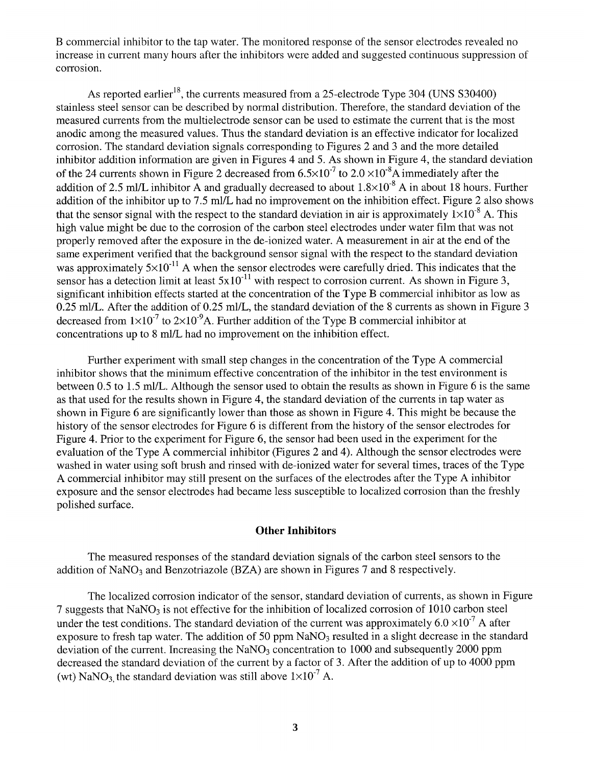B commercial inhibitor to the tap water. The monitored response of the sensor electrodes revealed no increase in current many hours after the inhibitors were added and suggested continuous suppression of corrosion.

As reported earlier[18], the currents measured from a 25-electrode Type 304 (UNS S30400) stainless steel sensor can be described by normal distribution. Therefore, the standard deviation of the measured currents from the multielectrode sensor can be used to estimate the current that is the most anodic among the measured values. Thus the standard deviation is an effective indicator for localized corrosion. The standard deviation signals corresponding to Figures 2 and 3 and the more detailed inhibitor addition information are given in Figures 4 and 5. As shown in Figure 4, the standard deviation of the 24 currents shown in Figure 2 decreased from $6.5\times10^{-7}$ to $2.0\times10^{-8}$A immediately after the addition of 2.5 ml/L inhibitor A and gradually decreased to about $1.8\times10^{-8}$ A in about 18 hours. Further addition of the inhibitor up to 7.5 ml/L had no improvement on the inhibition effect. Figure 2 also shows that the sensor signal with the respect to the standard deviation in air is approximately $1\times10^{-8}$ A. This high value might be due to the corrosion of the carbon steel electrodes under water film that was not properly removed after the exposure in the de-ionized water. A measurement in air at the end of the same experiment verified that the background sensor signal with the respect to the standard deviation was approximately $5\times10^{-11}$ A when the sensor electrodes were carefully dried. This indicates that the sensor has a detection limit at least $5\text{x}10^{-11}$ with respect to corrosion current. As shown in Figure 3, significant inhibition effects started at the concentration of the Type B commercial inhibitor as low as 0.25 ml/L. After the addition of 0.25 ml/L, the standard deviation of the 8 currents as shown in Figure 3 decreased from $1\times10^{-7}$ to $2\times10^{-9}$A. Further addition of the Type B commercial inhibitor at concentrations up to 8 ml/L had no improvement on the inhibition effect.

Further experiment with small step changes in the concentration of the Type A commercial inhibitor shows that the minimum effective concentration of the inhibitor in the test environment is between 0.5 to 1.5 ml/L. Although the sensor used to obtain the results as shown in Figure 6 is the same as that used for the results shown in Figure 4, the standard deviation of the currents in tap water as shown in Figure 6 are significantly lower than those as shown in Figure 4. This might be because the history of the sensor electrodes for Figure 6 is different from the history of the sensor electrodes for Figure 4. Prior to the experiment for Figure 6, the sensor had been used in the experiment for the evaluation of the Type A commercial inhibitor (Figures 2 and 4). Although the sensor electrodes were washed in water using soft brush and rinsed with de-ionized water for several times, traces of the Type A commercial inhibitor may still present on the surfaces of the electrodes after the Type A inhibitor exposure and the sensor electrodes had became less susceptible to localized corrosion than the freshly polished surface.

## Other Inhibitors

The measured responses of the standard deviation signals of the carbon steel sensors to the addition of $NaNO_3$ and Benzotriazole (BZA) are shown in Figures 7 and 8 respectively.

The localized corrosion indicator of the sensor, standard deviation of currents, as shown in Figure 7 suggests that $NaNO_3$ is not effective for the inhibition of localized corrosion of 1010 carbon steel under the test conditions. The standard deviation of the current was approximately $6.0\times10^{-7}$ A after exposure to fresh tap water. The addition of 50 ppm $NaNO_3$ resulted in a slight decrease in the standard deviation of the current. Increasing the $NaNO_3$ concentration to 1000 and subsequently 2000 ppm decreased the standard deviation of the current by a factor of 3. After the addition of up to 4000 ppm (wt) $NaNO_3$, the standard deviation was still above $1\times10^{-7}$ A.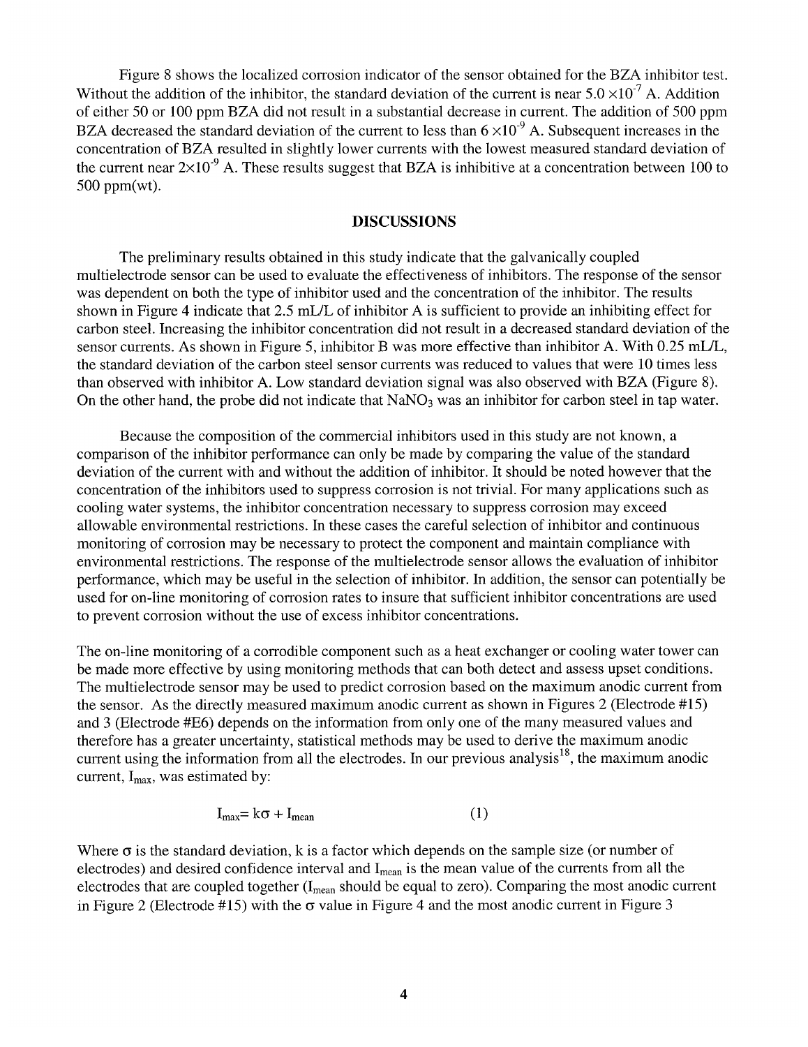Figure 8 shows the localized corrosion indicator of the sensor obtained for the BZA inhibitor test. Without the addition of the inhibitor, the standard deviation of the current is near $5.0 \times 10^{-7}$ A. Addition of either 50 or 100 ppm BZA did not result in a substantial decrease in current. The addition of 500 ppm BZA decreased the standard deviation of the current to less than $6 \times 10^{-9}$ A. Subsequent increases in the concentration of BZA resulted in slightly lower currents with the lowest measured standard deviation of the current near $2 \times 10^{-9}$ A. These results suggest that BZA is inhibitive at a concentration between 100 to 500 ppm(wt).

## DISCUSSIONS

The preliminary results obtained in this study indicate that the galvanically coupled multielectrode sensor can be used to evaluate the effectiveness of inhibitors. The response of the sensor was dependent on both the type of inhibitor used and the concentration of the inhibitor. The results shown in Figure 4 indicate that 2.5 mL/L of inhibitor A is sufficient to provide an inhibiting effect for carbon steel. Increasing the inhibitor concentration did not result in a decreased standard deviation of the sensor currents. As shown in Figure 5, inhibitor B was more effective than inhibitor A. With 0.25 mL/L, the standard deviation of the carbon steel sensor currents was reduced to values that were 10 times less than observed with inhibitor A. Low standard deviation signal was also observed with BZA (Figure 8). On the other hand, the probe did not indicate that $NaNO_3$ was an inhibitor for carbon steel in tap water.

Because the composition of the commercial inhibitors used in this study are not known, a comparison of the inhibitor performance can only be made by comparing the value of the standard deviation of the current with and without the addition of inhibitor. It should be noted however that the concentration of the inhibitors used to suppress corrosion is not trivial. For many applications such as cooling water systems, the inhibitor concentration necessary to suppress corrosion may exceed allowable environmental restrictions. In these cases the careful selection of inhibitor and continuous monitoring of corrosion may be necessary to protect the component and maintain compliance with environmental restrictions. The response of the multielectrode sensor allows the evaluation of inhibitor performance, which may be useful in the selection of inhibitor. In addition, the sensor can potentially be used for on-line monitoring of corrosion rates to insure that sufficient inhibitor concentrations are used to prevent corrosion without the use of excess inhibitor concentrations.

The on-line monitoring of a corrodible component such as a heat exchanger or cooling water tower can be made more effective by using monitoring methods that can both detect and assess upset conditions. The multielectrode sensor may be used to predict corrosion based on the maximum anodic current from the sensor. As the directly measured maximum anodic current as shown in Figures 2 (Electrode #15) and 3 (Electrode #E6) depends on the information from only one of the many measured values and therefore has a greater uncertainty, statistical methods may be used to derive the maximum anodic current using the information from all the electrodes. In our previous analysis[18], the maximum anodic current, $I_{max}$, was estimated by:

$$I_{max} = k\sigma + I_{mean} \qquad (1)$$

Where $\sigma$ is the standard deviation, k is a factor which depends on the sample size (or number of electrodes) and desired confidence interval and $I_{mean}$ is the mean value of the currents from all the electrodes that are coupled together ($I_{mean}$ should be equal to zero). Comparing the most anodic current in Figure 2 (Electrode #15) with the $\sigma$ value in Figure 4 and the most anodic current in Figure 3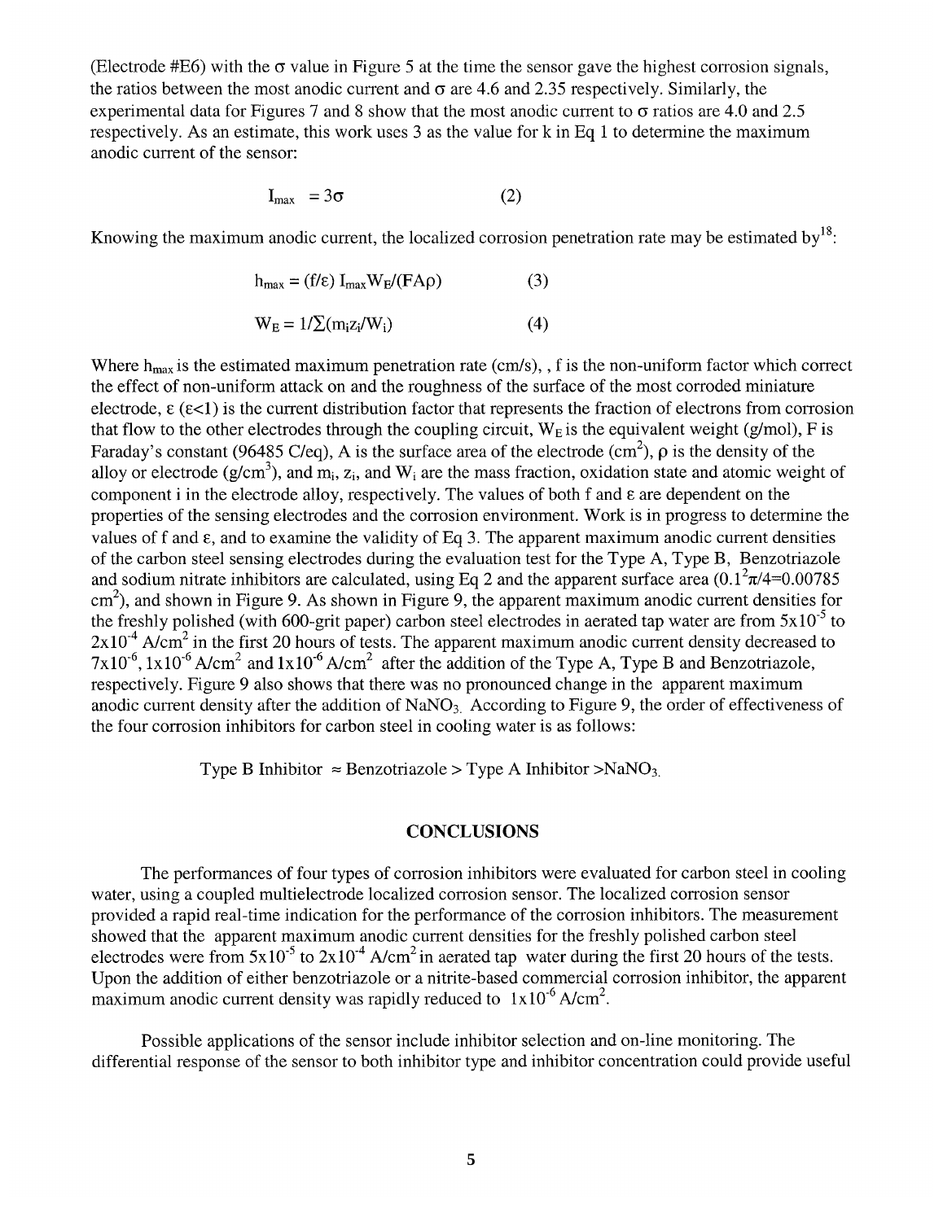(Electrode #E6) with the $\sigma$ value in Figure 5 at the time the sensor gave the highest corrosion signals, the ratios between the most anodic current and $\sigma$ are 4.6 and 2.35 respectively. Similarly, the experimental data for Figures 7 and 8 show that the most anodic current to $\sigma$ ratios are 4.0 and 2.5 respectively. As an estimate, this work uses 3 as the value for k in Eq 1 to determine the maximum anodic current of the sensor:

$$I_{max} = 3\sigma \qquad (2)$$

Knowing the maximum anodic current, the localized corrosion penetration rate may be estimated by[18]:

$$h_{max} = (f/\varepsilon)\, I_{max} W_E/(FA\rho) \qquad (3)$$

$$W_E = 1/\Sigma(m_i z_i/W_i) \qquad (4)$$

Where $h_{max}$ is the estimated maximum penetration rate (cm/s), , f is the non-uniform factor which correct the effect of non-uniform attack on and the roughness of the surface of the most corroded miniature electrode, $\varepsilon$ ($\varepsilon$<1) is the current distribution factor that represents the fraction of electrons from corrosion that flow to the other electrodes through the coupling circuit, $W_E$ is the equivalent weight (g/mol), F is Faraday's constant (96485 C/eq), A is the surface area of the electrode ($cm^2$), $\rho$ is the density of the alloy or electrode ($g/cm^3$), and $m_i$, $z_i$, and $W_i$ are the mass fraction, oxidation state and atomic weight of component i in the electrode alloy, respectively. The values of both f and $\varepsilon$ are dependent on the properties of the sensing electrodes and the corrosion environment. Work is in progress to determine the values of f and $\varepsilon$, and to examine the validity of Eq 3. The apparent maximum anodic current densities of the carbon steel sensing electrodes during the evaluation test for the Type A, Type B, Benzotriazole and sodium nitrate inhibitors are calculated, using Eq 2 and the apparent surface area ($0.1^2\pi/4$=0.00785 $cm^2$), and shown in Figure 9. As shown in Figure 9, the apparent maximum anodic current densities for the freshly polished (with 600-grit paper) carbon steel electrodes in aerated tap water are from $5\times10^{-5}$ to $2\times10^{-4}$ A/$cm^2$ in the first 20 hours of tests. The apparent maximum anodic current density decreased to $7\times10^{-6}$, $1\times10^{-6}$ A/$cm^2$ and $1\times10^{-6}$ A/$cm^2$ after the addition of the Type A, Type B and Benzotriazole, respectively. Figure 9 also shows that there was no pronounced change in the apparent maximum anodic current density after the addition of $NaNO_3$. According to Figure 9, the order of effectiveness of the four corrosion inhibitors for carbon steel in cooling water is as follows:

Type B Inhibitor $\approx$ Benzotriazole > Type A Inhibitor >$NaNO_3$.

## CONCLUSIONS

The performances of four types of corrosion inhibitors were evaluated for carbon steel in cooling water, using a coupled multielectrode localized corrosion sensor. The localized corrosion sensor provided a rapid real-time indication for the performance of the corrosion inhibitors. The measurement showed that the apparent maximum anodic current densities for the freshly polished carbon steel electrodes were from $5\times10^{-5}$ to $2\times10^{-4}$ A/$cm^2$ in aerated tap water during the first 20 hours of the tests. Upon the addition of either benzotriazole or a nitrite-based commercial corrosion inhibitor, the apparent maximum anodic current density was rapidly reduced to $1\times10^{-6}$ A/$cm^2$.

Possible applications of the sensor include inhibitor selection and on-line monitoring. The differential response of the sensor to both inhibitor type and inhibitor concentration could provide useful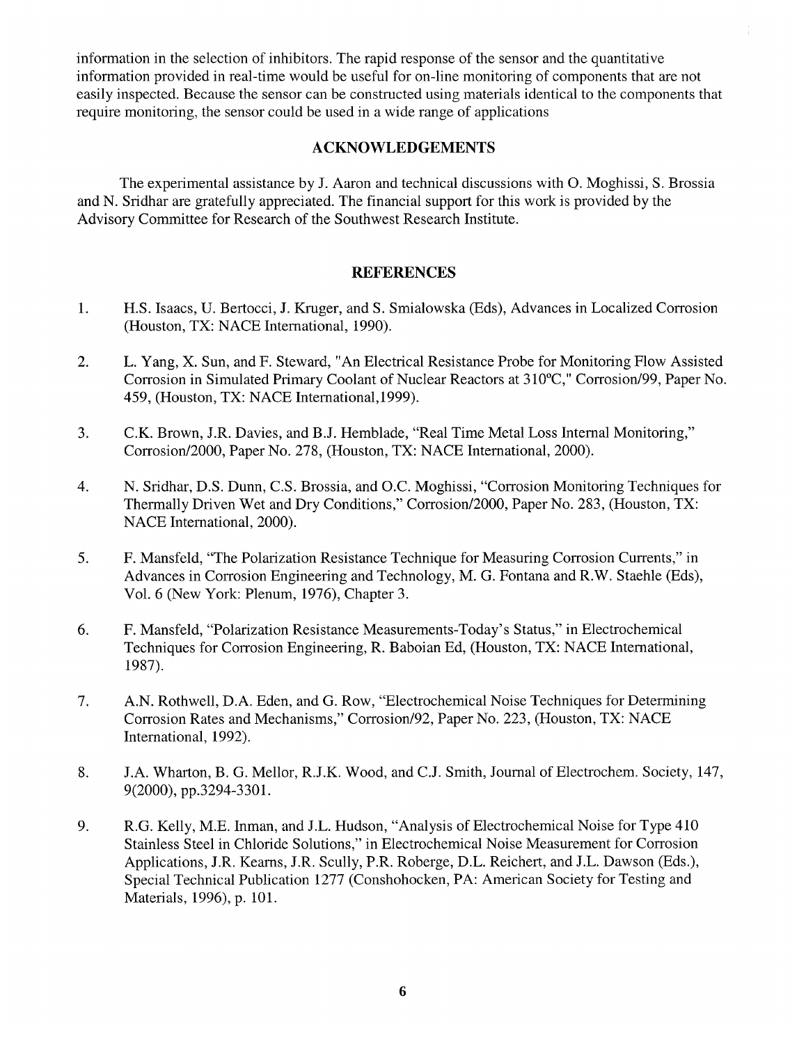information in the selection of inhibitors. The rapid response of the sensor and the quantitative information provided in real-time would be useful for on-line monitoring of components that are not easily inspected. Because the sensor can be constructed using materials identical to the components that require monitoring, the sensor could be used in a wide range of applications

## ACKNOWLEDGEMENTS

The experimental assistance by J. Aaron and technical discussions with O. Moghissi, S. Brossia and N. Sridhar are gratefully appreciated. The financial support for this work is provided by the Advisory Committee for Research of the Southwest Research Institute.

## REFERENCES

1. H.S. Isaacs, U. Bertocci, J. Kruger, and S. Smialowska (Eds), Advances in Localized Corrosion (Houston, TX: NACE International, 1990).

2. L. Yang, X. Sun, and F. Steward, "An Electrical Resistance Probe for Monitoring Flow Assisted Corrosion in Simulated Primary Coolant of Nuclear Reactors at 310ºC," Corrosion/99, Paper No. 459, (Houston, TX: NACE International,1999).

3. C.K. Brown, J.R. Davies, and B.J. Hemblade, "Real Time Metal Loss Internal Monitoring," Corrosion/2000, Paper No. 278, (Houston, TX: NACE International, 2000).

4. N. Sridhar, D.S. Dunn, C.S. Brossia, and O.C. Moghissi, "Corrosion Monitoring Techniques for Thermally Driven Wet and Dry Conditions," Corrosion/2000, Paper No. 283, (Houston, TX: NACE International, 2000).

5. F. Mansfeld, "The Polarization Resistance Technique for Measuring Corrosion Currents," in Advances in Corrosion Engineering and Technology, M. G. Fontana and R.W. Staehle (Eds), Vol. 6 (New York: Plenum, 1976), Chapter 3.

6. F. Mansfeld, "Polarization Resistance Measurements-Today's Status," in Electrochemical Techniques for Corrosion Engineering, R. Baboian Ed, (Houston, TX: NACE International, 1987).

7. A.N. Rothwell, D.A. Eden, and G. Row, "Electrochemical Noise Techniques for Determining Corrosion Rates and Mechanisms," Corrosion/92, Paper No. 223, (Houston, TX: NACE International, 1992).

8. J.A. Wharton, B. G. Mellor, R.J.K. Wood, and C.J. Smith, Journal of Electrochem. Society, 147, 9(2000), pp.3294-3301.

9. R.G. Kelly, M.E. Inman, and J.L. Hudson, "Analysis of Electrochemical Noise for Type 410 Stainless Steel in Chloride Solutions," in Electrochemical Noise Measurement for Corrosion Applications, J.R. Kearns, J.R. Scully, P.R. Roberge, D.L. Reichert, and J.L. Dawson (Eds.), Special Technical Publication 1277 (Conshohocken, PA: American Society for Testing and Materials, 1996), p. 101.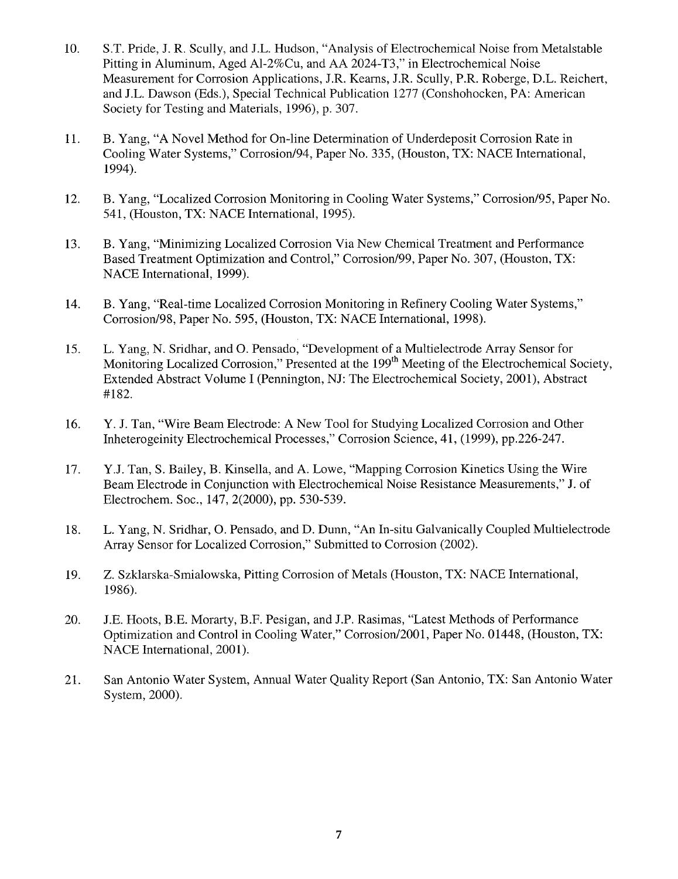10. S.T. Pride, J. R. Scully, and J.L. Hudson, "Analysis of Electrochemical Noise from Metalstable Pitting in Aluminum, Aged Al-2%Cu, and AA 2024-T3," in Electrochemical Noise Measurement for Corrosion Applications, J.R. Kearns, J.R. Scully, P.R. Roberge, D.L. Reichert, and J.L. Dawson (Eds.), Special Technical Publication 1277 (Conshohocken, PA: American Society for Testing and Materials, 1996), p. 307.

11. B. Yang, "A Novel Method for On-line Determination of Underdeposit Corrosion Rate in Cooling Water Systems," Corrosion/94, Paper No. 335, (Houston, TX: NACE International, 1994).

12. B. Yang, "Localized Corrosion Monitoring in Cooling Water Systems," Corrosion/95, Paper No. 541, (Houston, TX: NACE International, 1995).

13. B. Yang, "Minimizing Localized Corrosion Via New Chemical Treatment and Performance Based Treatment Optimization and Control," Corrosion/99, Paper No. 307, (Houston, TX: NACE International, 1999).

14. B. Yang, "Real-time Localized Corrosion Monitoring in Refinery Cooling Water Systems," Corrosion/98, Paper No. 595, (Houston, TX: NACE International, 1998).

15. L. Yang, N. Sridhar, and O. Pensado, "Development of a Multielectrode Array Sensor for Monitoring Localized Corrosion," Presented at the 199th Meeting of the Electrochemical Society, Extended Abstract Volume I (Pennington, NJ: The Electrochemical Society, 2001), Abstract #182.

16. Y. J. Tan, "Wire Beam Electrode: A New Tool for Studying Localized Corrosion and Other Inheteregeinity Electrochemical Processes," Corrosion Science, 41, (1999), pp.226-247.

17. Y.J. Tan, S. Bailey, B. Kinsella, and A. Lowe, "Mapping Corrosion Kinetics Using the Wire Beam Electrode in Conjunction with Electrochemical Noise Resistance Measurements," J. of Electrochem. Soc., 147, 2(2000), pp. 530-539.

18. L. Yang, N. Sridhar, O. Pensado, and D. Dunn, "An In-situ Galvanically Coupled Multielectrode Array Sensor for Localized Corrosion," Submitted to Corrosion (2002).

19. Z. Szklarska-Smialowska, Pitting Corrosion of Metals (Houston, TX: NACE International, 1986).

20. J.E. Hoots, B.E. Morarty, B.F. Pesigan, and J.P. Rasimas, "Latest Methods of Performance Optimization and Control in Cooling Water," Corrosion/2001, Paper No. 01448, (Houston, TX: NACE International, 2001).

21. San Antonio Water System, Annual Water Quality Report (San Antonio, TX: San Antonio Water System, 2000).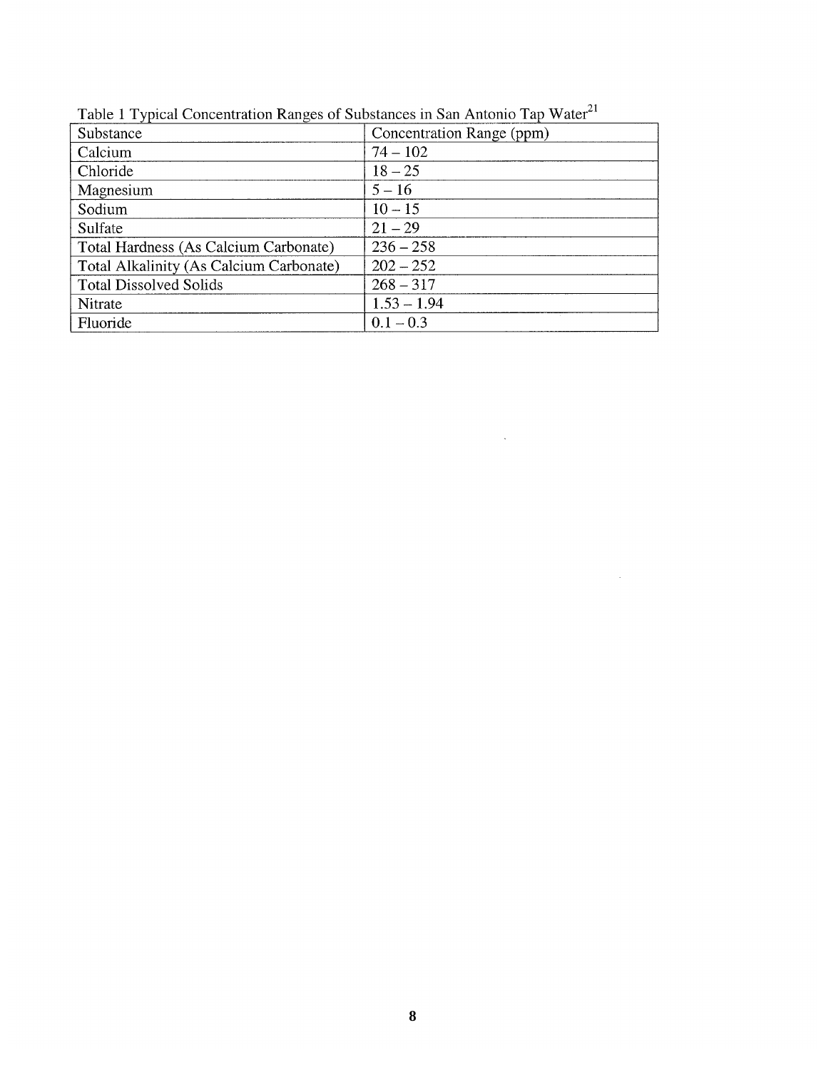Table 1 Typical Concentration Ranges of Substances in San Antonio Tap Water[21]

| Substance | Concentration Range (ppm) |
|---|---|
| Calcium | 74 – 102 |
| Chloride | 18 – 25 |
| Magnesium | 5 – 16 |
| Sodium | 10 – 15 |
| Sulfate | 21 – 29 |
| Total Hardness (As Calcium Carbonate) | 236 – 258 |
| Total Alkalinity (As Calcium Carbonate) | 202 – 252 |
| Total Dissolved Solids | 268 – 317 |
| Nitrate | 1.53 – 1.94 |
| Fluoride | 0.1 – 0.3 |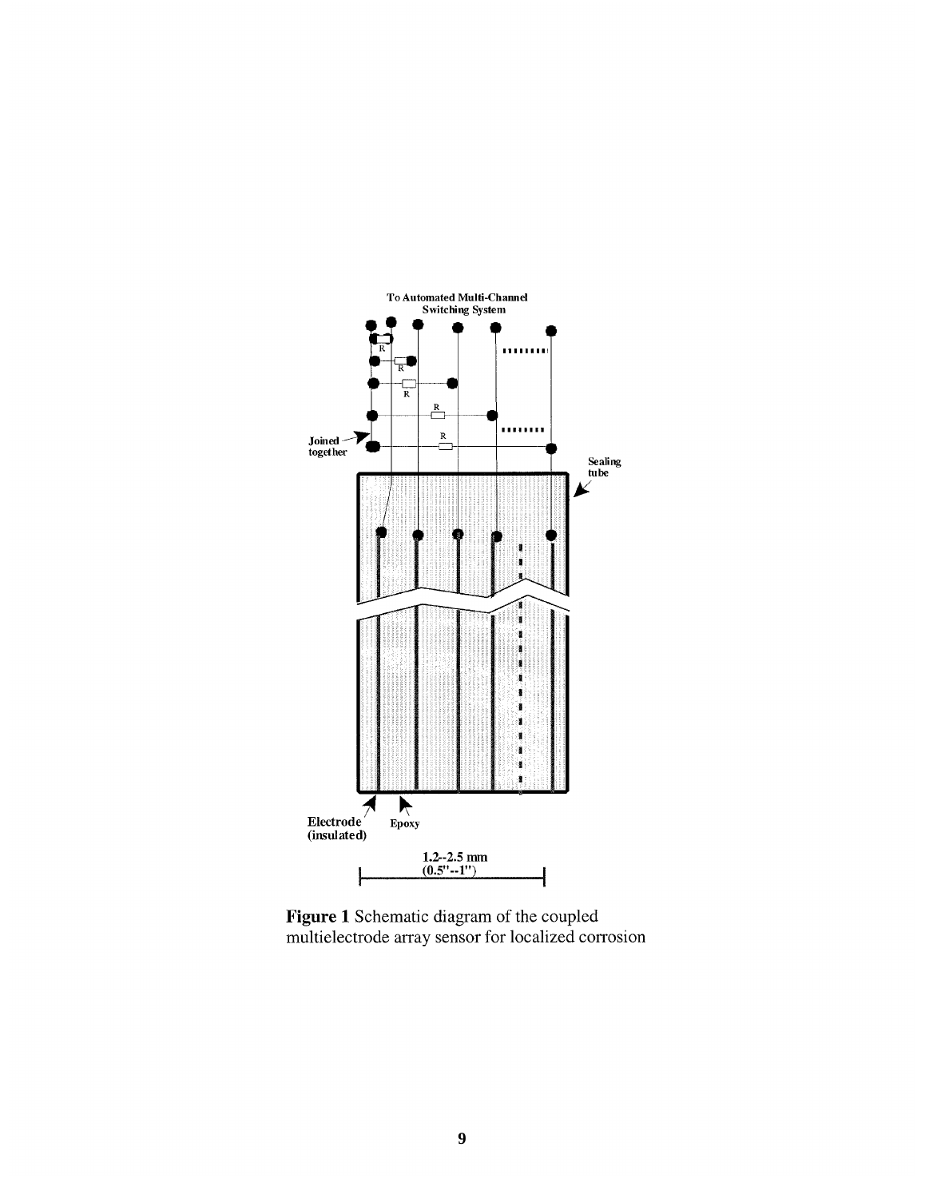**Figure 1** Schematic diagram of the coupled multielectrode array sensor for localized corrosion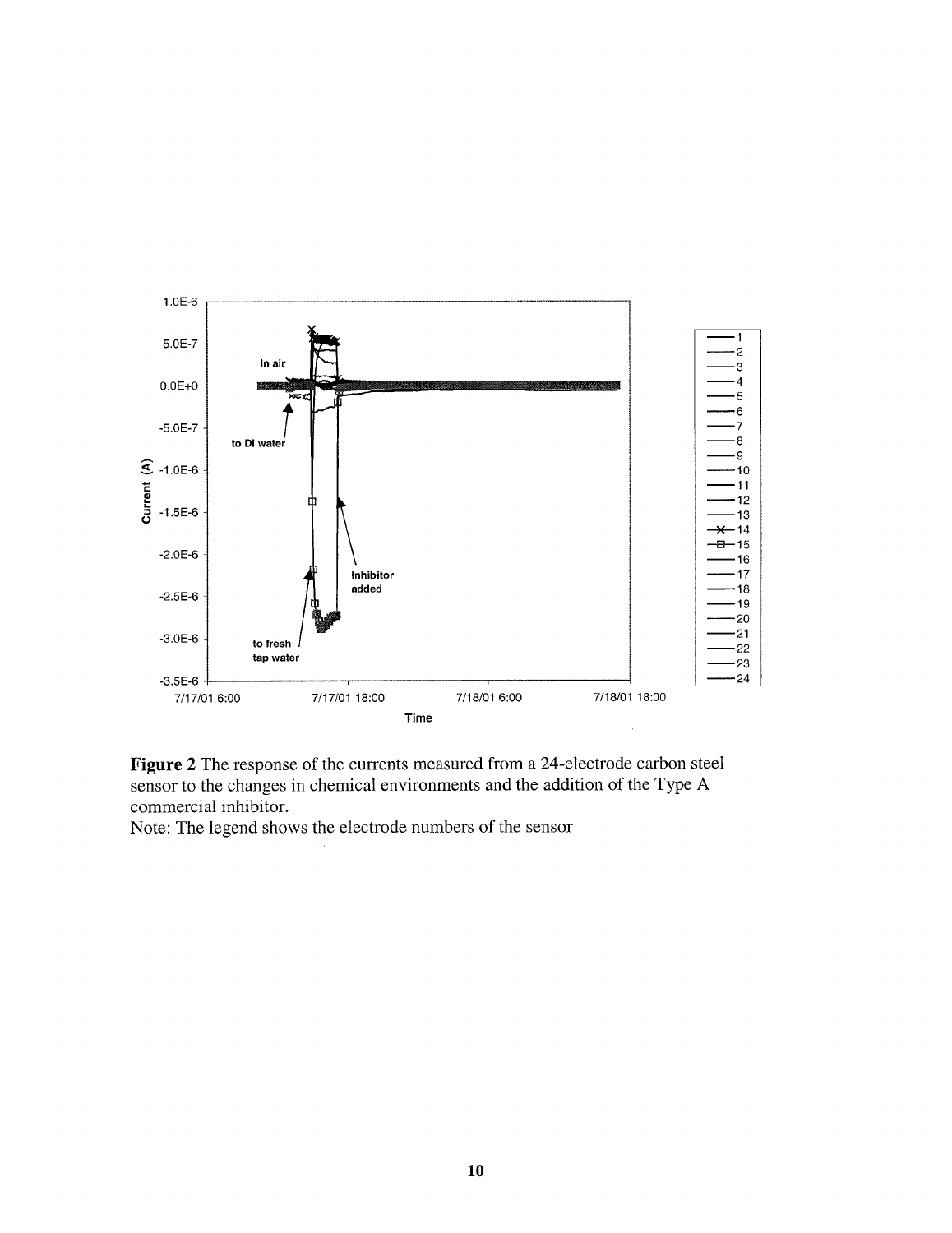**Figure 2** The response of the currents measured from a 24-electrode carbon steel sensor to the changes in chemical environments and the addition of the Type A commercial inhibitor.

Note: The legend shows the electrode numbers of the sensor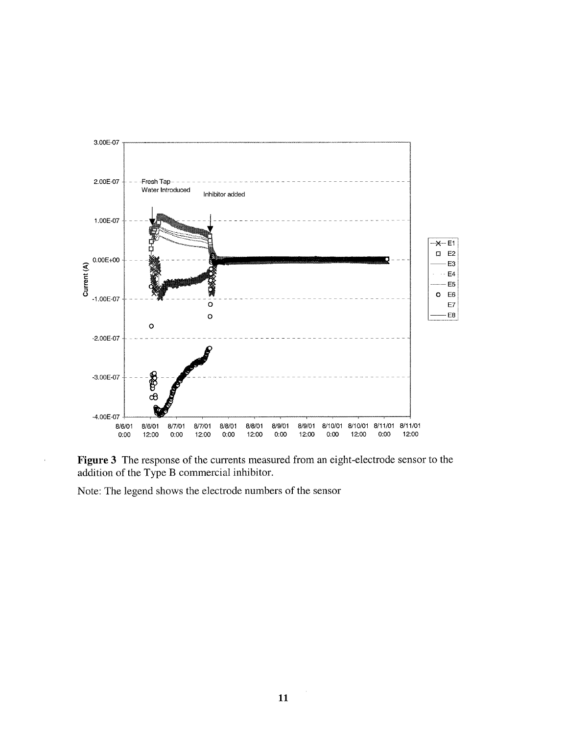**Figure 3** The response of the currents measured from an eight-electrode sensor to the addition of the Type B commercial inhibitor.

Note: The legend shows the electrode numbers of the sensor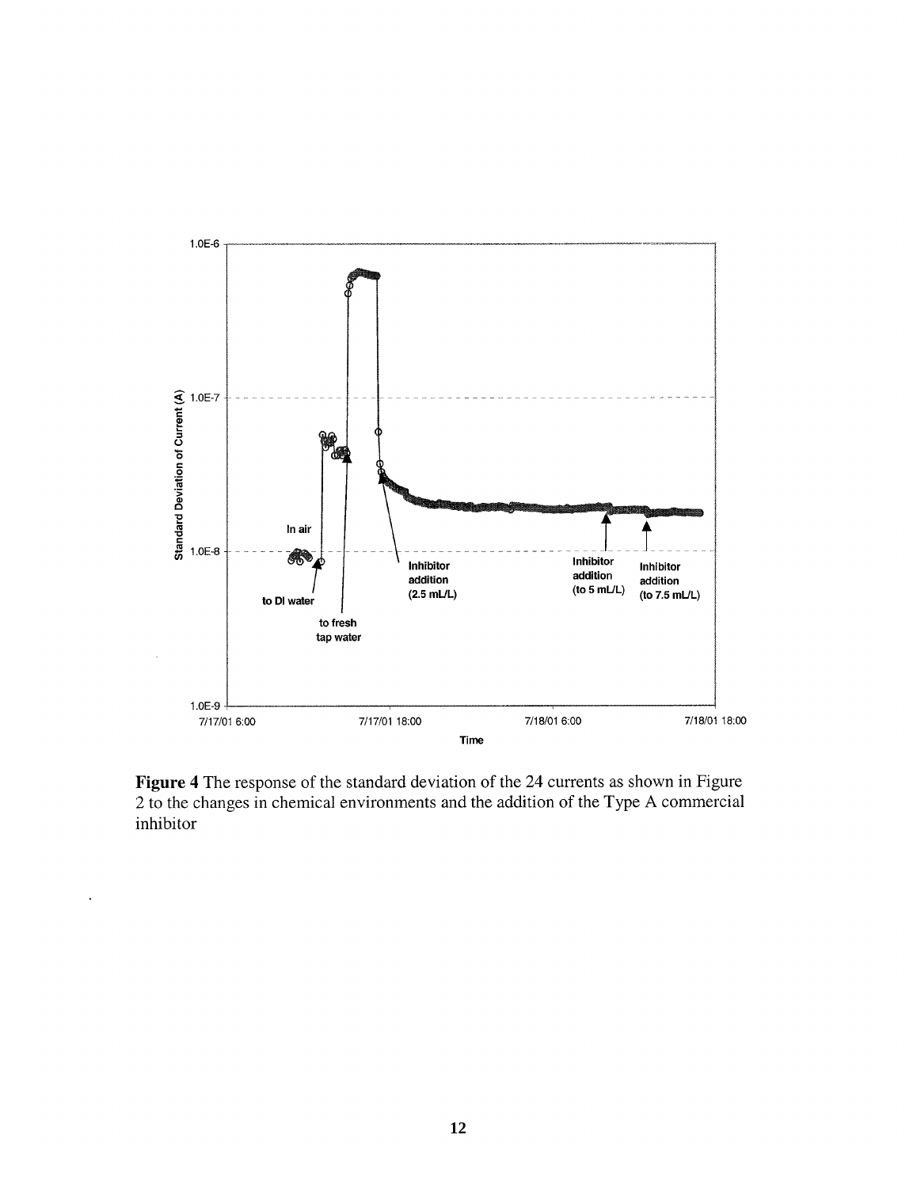**Figure 4** The response of the standard deviation of the 24 currents as shown in Figure 2 to the changes in chemical environments and the addition of the Type A commercial inhibitor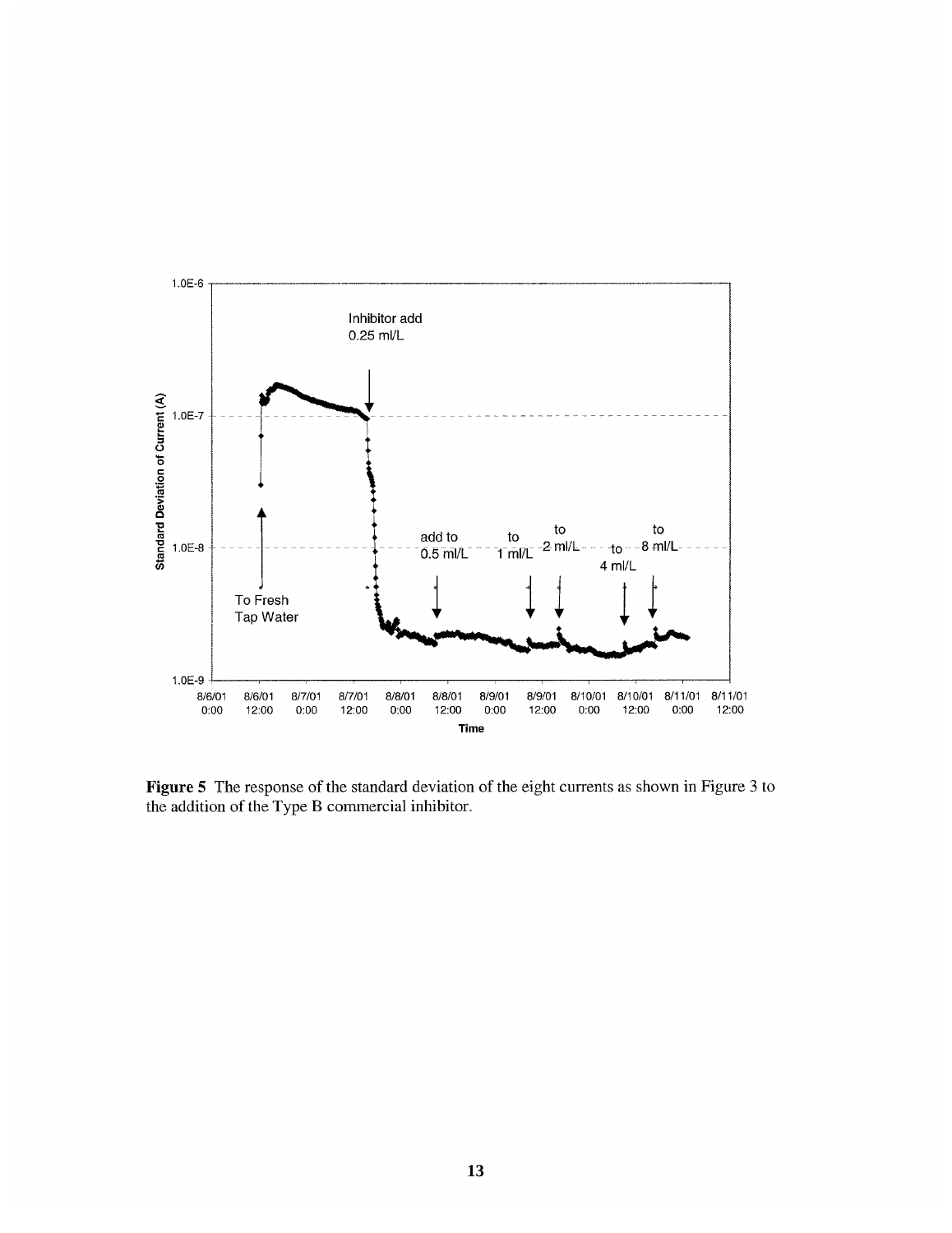**Figure 5** The response of the standard deviation of the eight currents as shown in Figure 3 to the addition of the Type B commercial inhibitor.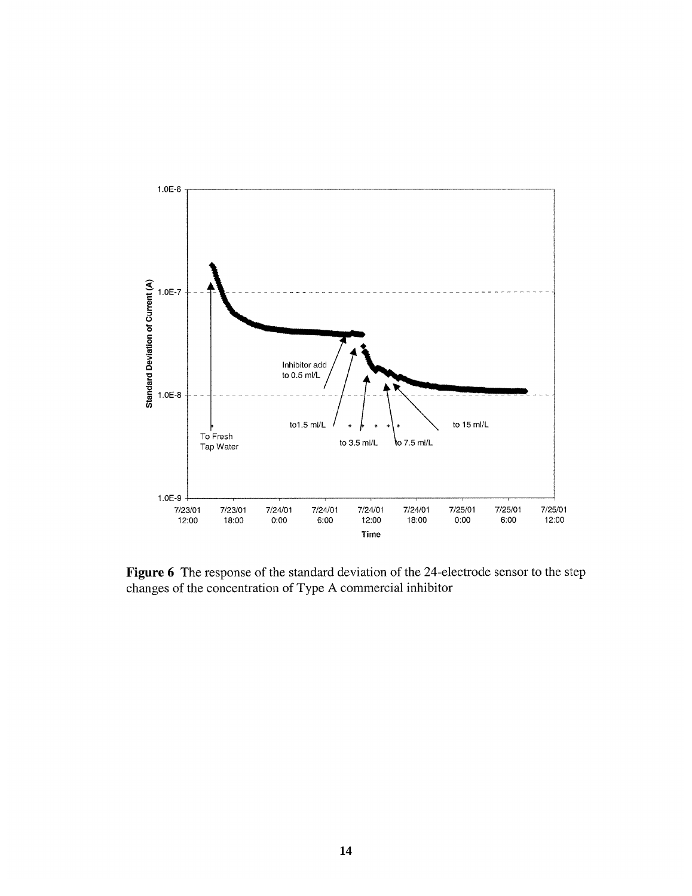**Figure 6** The response of the standard deviation of the 24-electrode sensor to the step changes of the concentration of Type A commercial inhibitor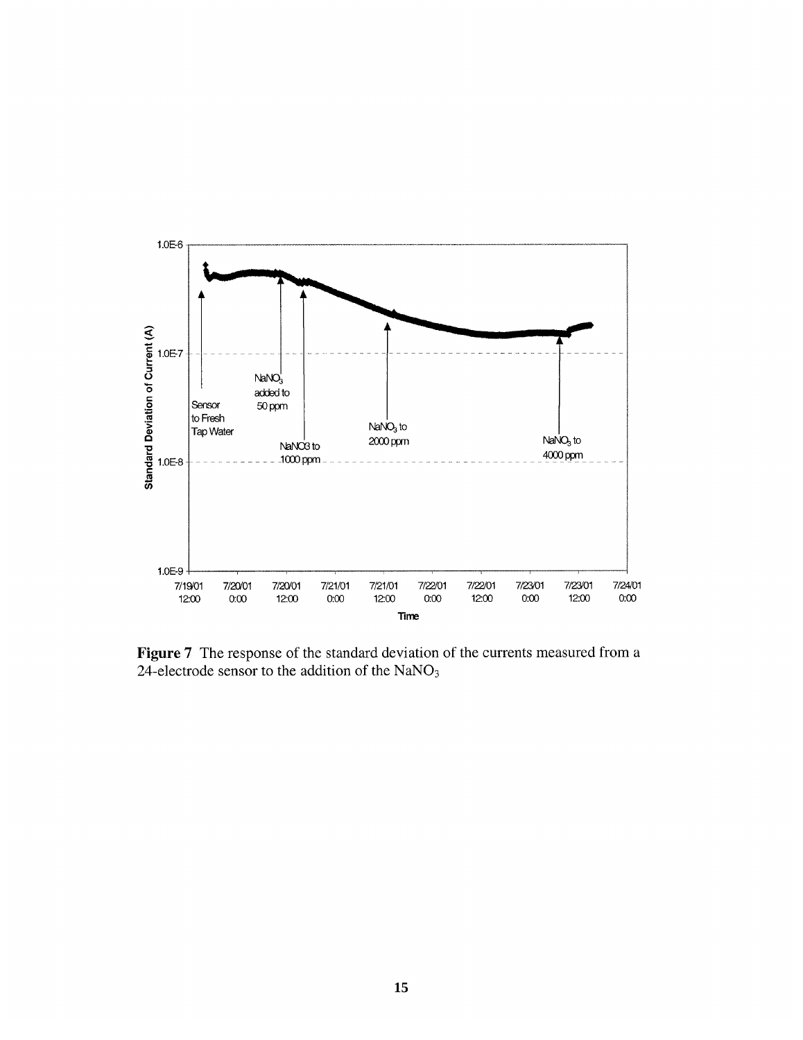**Figure 7** The response of the standard deviation of the currents measured from a 24-electrode sensor to the addition of the $NaNO_3$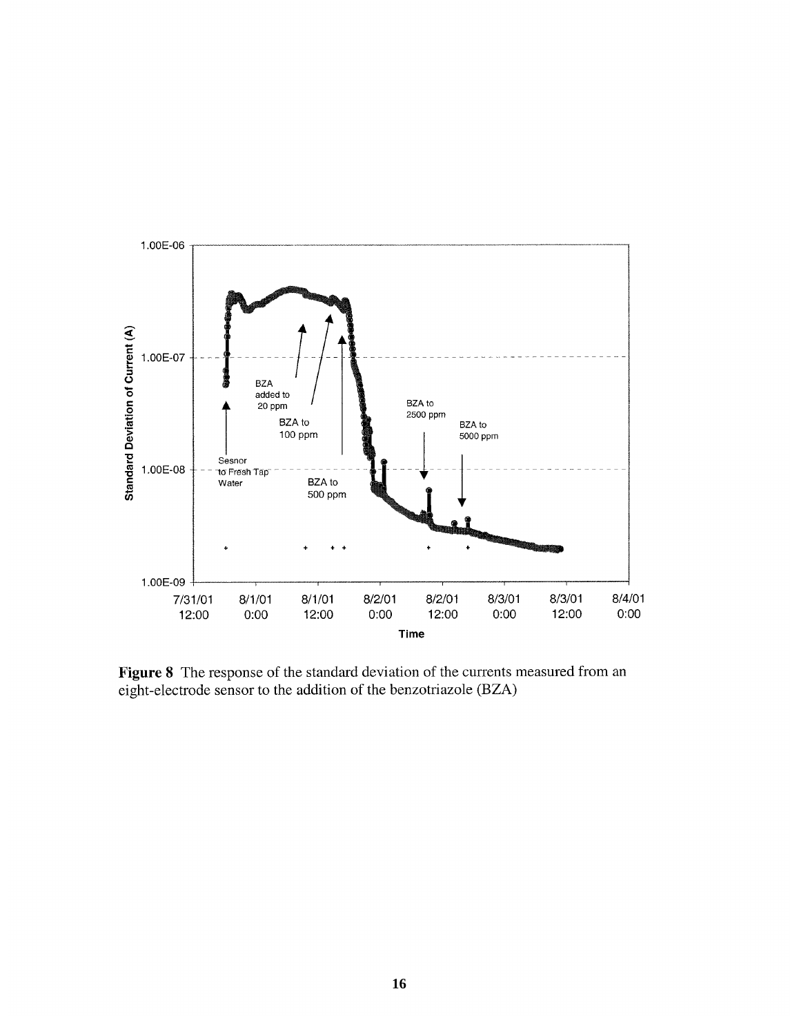**Figure 8** The response of the standard deviation of the currents measured from an eight-electrode sensor to the addition of the benzotriazole (BZA)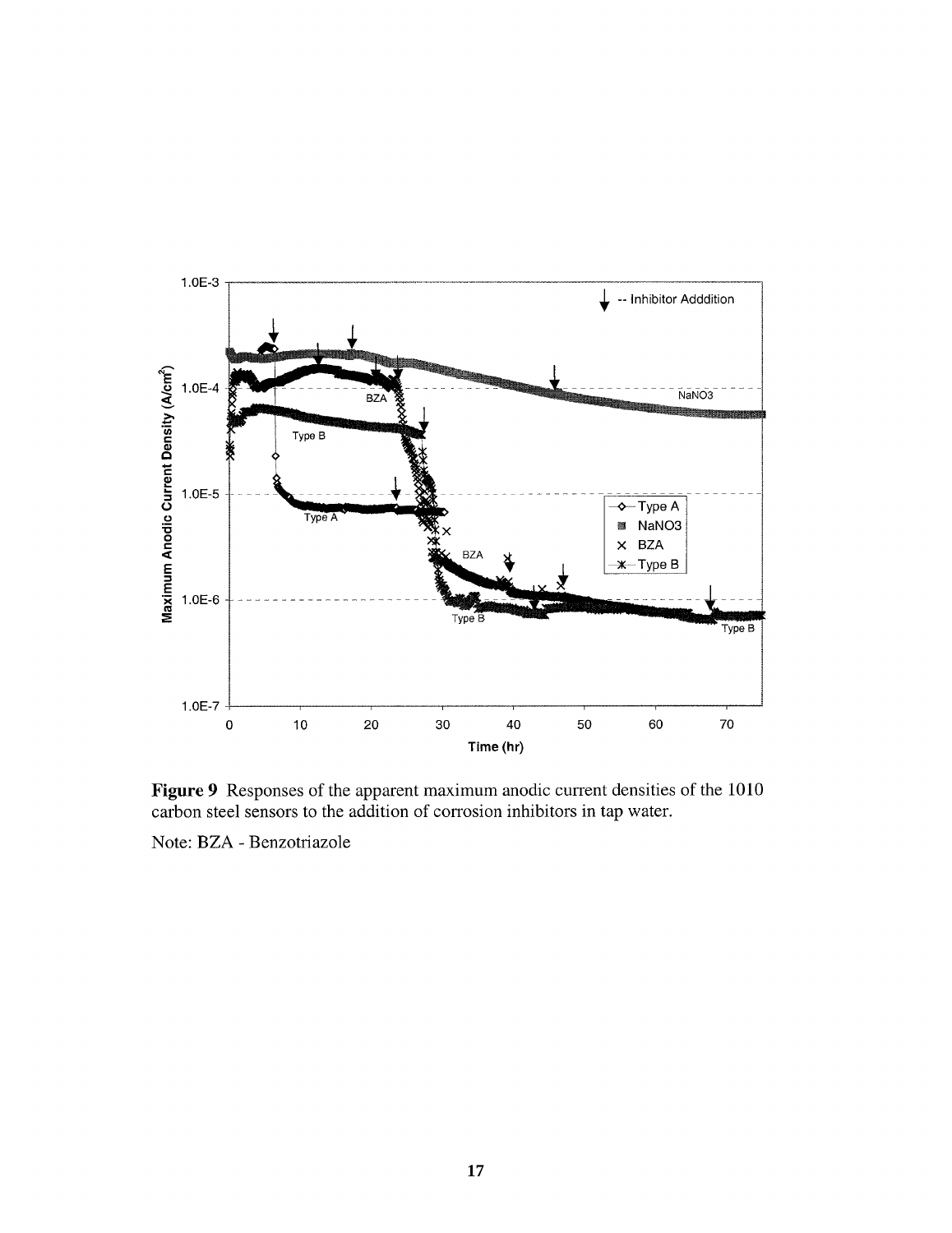1.0E-3

1.0E-4

1.0E-5

1.0E-6

1.0E-7

Maximum Anodic Current Density (A/cm$^2$)

0 10 20 30 40 50 60 70

Time (hr)

-- Inhibitor Adddition

NaNO3

BZA

Type B

Type A

BZA

Type B

Type B

Type A

NaNO3

BZA

Type B

**Figure 9** Responses of the apparent maximum anodic current densities of the 1010 carbon steel sensors to the addition of corrosion inhibitors in tap water.

Note: BZA - Benzotriazole